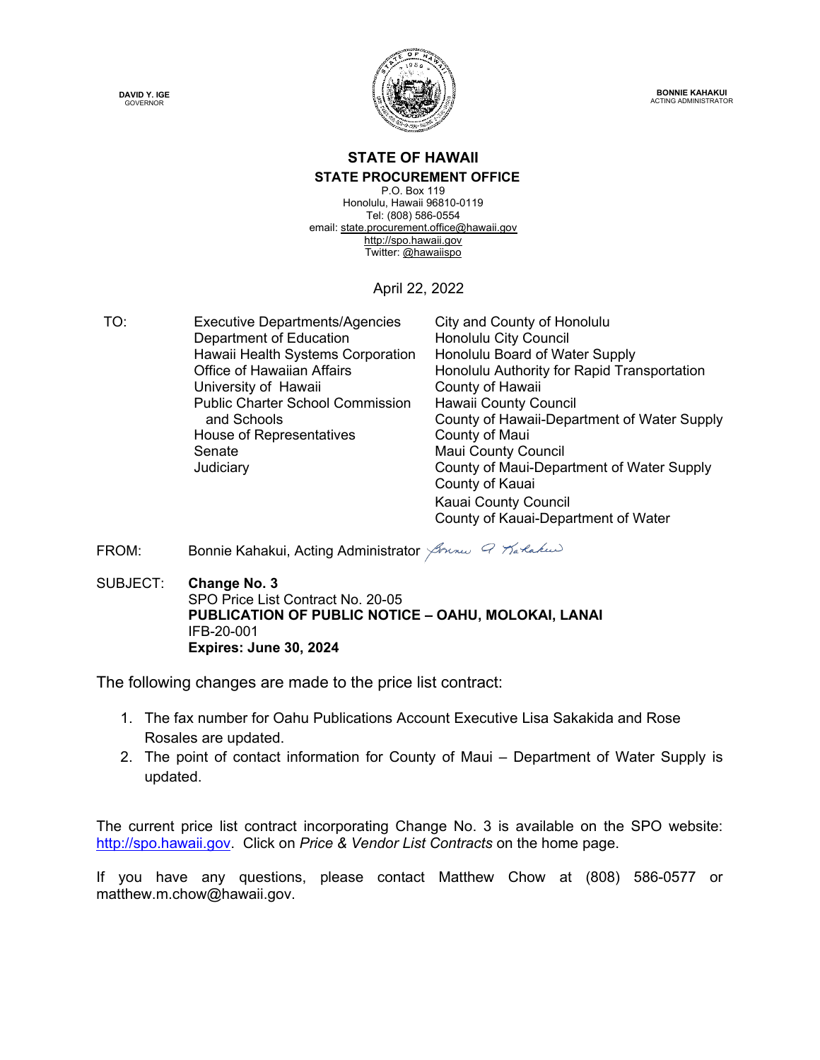**DAVID Y. IGE**
GOVERNOR

**BONNIE KAHAKUI**
ACTING ADMINISTRATOR

# STATE OF HAWAII

## STATE PROCUREMENT OFFICE

P.O. Box 119
Honolulu, Hawaii 96810-0119
Tel: (808) 586-0554
email: state.procurement.office@hawaii.gov
http://spo.hawaii.gov
Twitter: @hawaiispo

April 22, 2022

TO:

Executive Departments/Agencies
Department of Education
Hawaii Health Systems Corporation
Office of Hawaiian Affairs
University of Hawaii
Public Charter School Commission and Schools
House of Representatives
Senate
Judiciary
City and County of Honolulu
Honolulu City Council
Honolulu Board of Water Supply
Honolulu Authority for Rapid Transportation
County of Hawaii
Hawaii County Council
County of Hawaii-Department of Water Supply
County of Maui
Maui County Council
County of Maui-Department of Water Supply
County of Kauai
Kauai County Council
County of Kauai-Department of Water

FROM: Bonnie Kahakui, Acting Administrator

SUBJECT: **Change No. 3**
SPO Price List Contract No. 20-05
**PUBLICATION OF PUBLIC NOTICE – OAHU, MOLOKAI, LANAI**
IFB-20-001
**Expires: June 30, 2024**

The following changes are made to the price list contract:

1. The fax number for Oahu Publications Account Executive Lisa Sakakida and Rose Rosales are updated.
2. The point of contact information for County of Maui – Department of Water Supply is updated.

The current price list contract incorporating Change No. 3 is available on the SPO website: http://spo.hawaii.gov. Click on *Price & Vendor List Contracts* on the home page.

If you have any questions, please contact Matthew Chow at (808) 586-0577 or matthew.m.chow@hawaii.gov.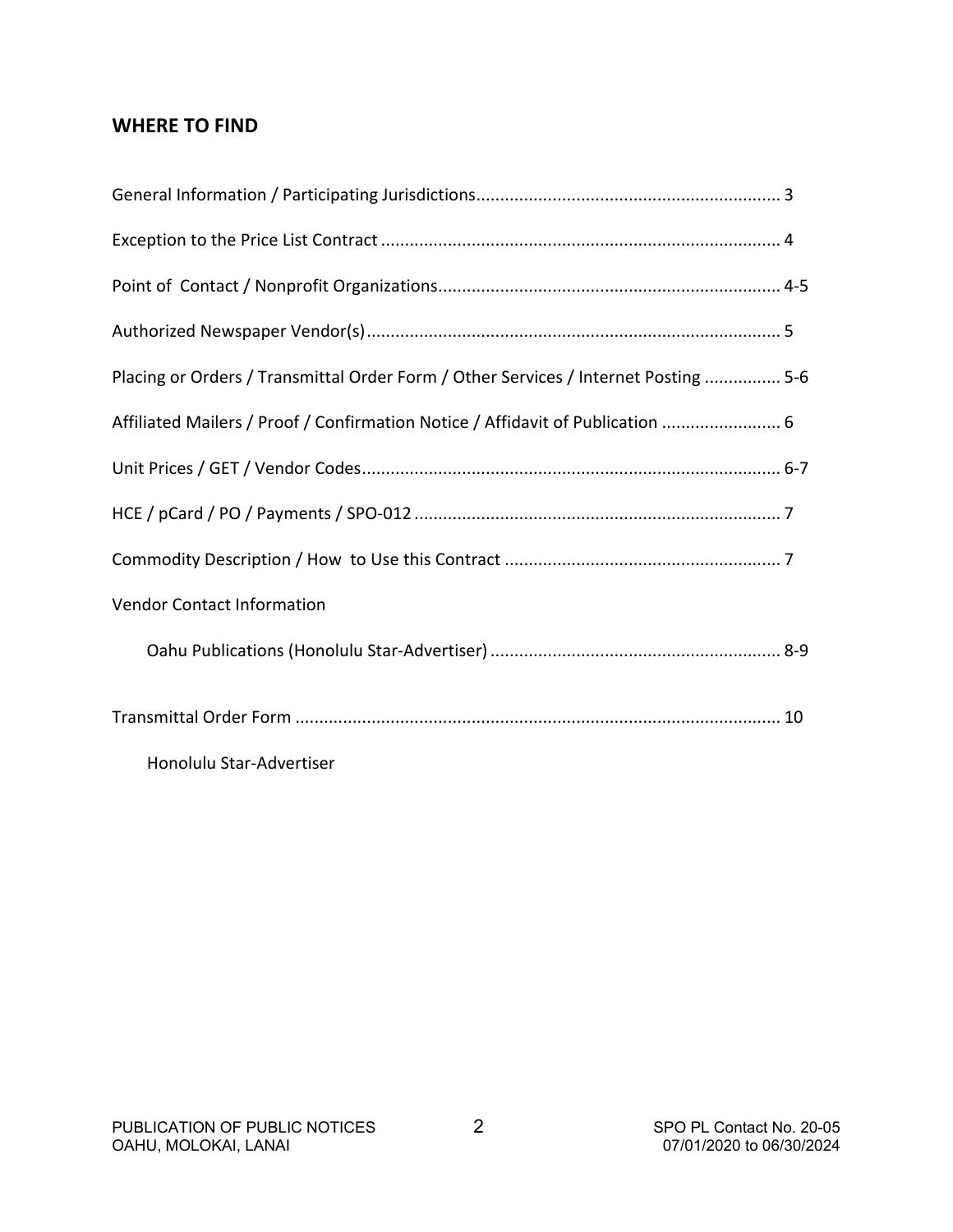## WHERE TO FIND

General Information / Participating Jurisdictions................................................................ 3

Exception to the Price List Contract ................................................................................... 4

Point of Contact / Nonprofit Organizations....................................................................... 4-5

Authorized Newspaper Vendor(s)...................................................................................... 5

Placing or Orders / Transmittal Order Form / Other Services / Internet Posting ................ 5-6

Affiliated Mailers / Proof / Confirmation Notice / Affidavit of Publication ......................... 6

Unit Prices / GET / Vendor Codes....................................................................................... 6-7

HCE / pCard / PO / Payments / SPO-012 ............................................................................ 7

Commodity Description / How to Use this Contract .......................................................... 7

Vendor Contact Information

Oahu Publications (Honolulu Star-Advertiser) ............................................................. 8-9

Transmittal Order Form ..................................................................................................... 10

Honolulu Star-Advertiser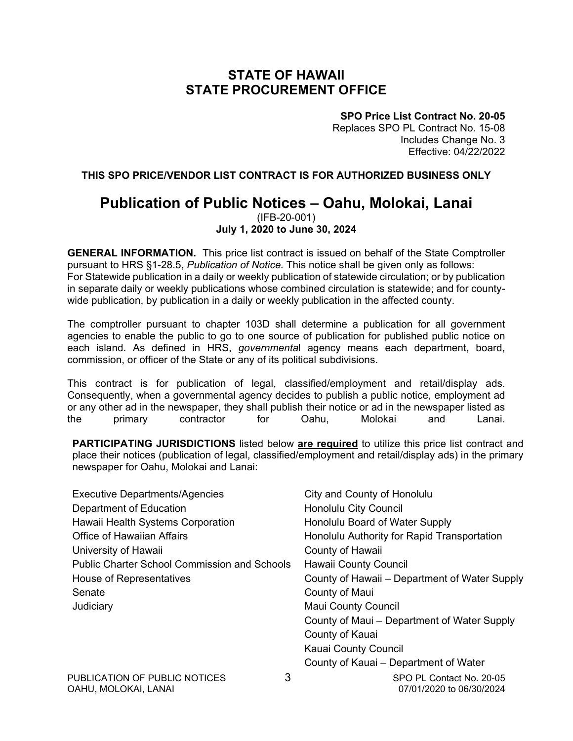# STATE OF HAWAII
# STATE PROCUREMENT OFFICE

**SPO Price List Contract No. 20-05**
Replaces SPO PL Contract No. 15-08
Includes Change No. 3
Effective: 04/22/2022

**THIS SPO PRICE/VENDOR LIST CONTRACT IS FOR AUTHORIZED BUSINESS ONLY**

## Publication of Public Notices – Oahu, Molokai, Lanai

(IFB-20-001)
**July 1, 2020 to June 30, 2024**

**GENERAL INFORMATION.** This price list contract is issued on behalf of the State Comptroller pursuant to HRS §1-28.5, *Publication of Notice.* This notice shall be given only as follows: For Statewide publication in a daily or weekly publication of statewide circulation; or by publication in separate daily or weekly publications whose combined circulation is statewide; and for county-wide publication, by publication in a daily or weekly publication in the affected county.

The comptroller pursuant to chapter 103D shall determine a publication for all government agencies to enable the public to go to one source of publication for published public notice on each island. As defined in HRS, *governmenta*l agency means each department, board, commission, or officer of the State or any of its political subdivisions.

This contract is for publication of legal, classified/employment and retail/display ads. Consequently, when a governmental agency decides to publish a public notice, employment ad or any other ad in the newspaper, they shall publish their notice or ad in the newspaper listed as the primary contractor for Oahu, Molokai and Lanai.

**PARTICIPATING JURISDICTIONS** listed below **are required** to utilize this price list contract and place their notices (publication of legal, classified/employment and retail/display ads) in the primary newspaper for Oahu, Molokai and Lanai:

- Executive Departments/Agencies
- Department of Education
- Hawaii Health Systems Corporation
- Office of Hawaiian Affairs
- University of Hawaii
- Public Charter School Commission and Schools
- House of Representatives
- Senate
- Judiciary
- City and County of Honolulu
- Honolulu City Council
- Honolulu Board of Water Supply
- Honolulu Authority for Rapid Transportation
- County of Hawaii
- Hawaii County Council
- County of Hawaii – Department of Water Supply
- County of Maui
- Maui County Council
- County of Maui – Department of Water Supply
- County of Kauai
- Kauai County Council
- County of Kauai – Department of Water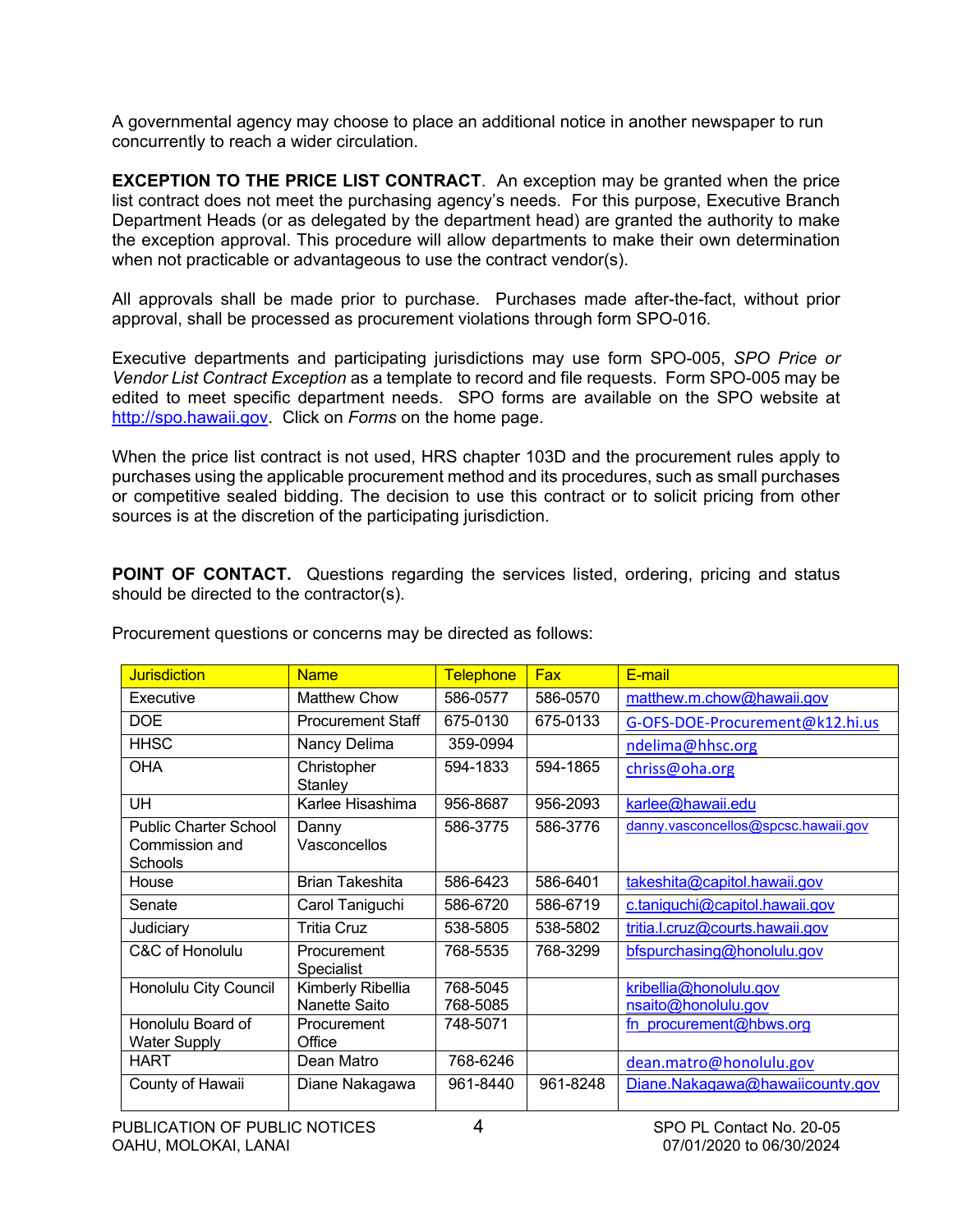A governmental agency may choose to place an additional notice in another newspaper to run concurrently to reach a wider circulation.

**EXCEPTION TO THE PRICE LIST CONTRACT**. An exception may be granted when the price list contract does not meet the purchasing agency's needs. For this purpose, Executive Branch Department Heads (or as delegated by the department head) are granted the authority to make the exception approval. This procedure will allow departments to make their own determination when not practicable or advantageous to use the contract vendor(s).

All approvals shall be made prior to purchase. Purchases made after-the-fact, without prior approval, shall be processed as procurement violations through form SPO-016.

Executive departments and participating jurisdictions may use form SPO-005, *SPO Price or Vendor List Contract Exception* as a template to record and file requests. Form SPO-005 may be edited to meet specific department needs. SPO forms are available on the SPO website at http://spo.hawaii.gov. Click on *Forms* on the home page.

When the price list contract is not used, HRS chapter 103D and the procurement rules apply to purchases using the applicable procurement method and its procedures, such as small purchases or competitive sealed bidding. The decision to use this contract or to solicit pricing from other sources is at the discretion of the participating jurisdiction.

**POINT OF CONTACT.** Questions regarding the services listed, ordering, pricing and status should be directed to the contractor(s).

Procurement questions or concerns may be directed as follows:

| Jurisdiction | Name | Telephone | Fax | E-mail |
|---|---|---|---|---|
| Executive | Matthew Chow | 586-0577 | 586-0570 | matthew.m.chow@hawaii.gov |
| DOE | Procurement Staff | 675-0130 | 675-0133 | G-OFS-DOE-Procurement@k12.hi.us |
| HHSC | Nancy Delima | 359-0994 | | ndelima@hhsc.org |
| OHA | Christopher Stanley | 594-1833 | 594-1865 | chriss@oha.org |
| UH | Karlee Hisashima | 956-8687 | 956-2093 | karlee@hawaii.edu |
| Public Charter School Commission and Schools | Danny Vasconcellos | 586-3775 | 586-3776 | danny.vasconcellos@spcsc.hawaii.gov |
| House | Brian Takeshita | 586-6423 | 586-6401 | takeshita@capitol.hawaii.gov |
| Senate | Carol Taniguchi | 586-6720 | 586-6719 | c.taniguchi@capitol.hawaii.gov |
| Judiciary | Tritia Cruz | 538-5805 | 538-5802 | tritia.l.cruz@courts.hawaii.gov |
| C&C of Honolulu | Procurement Specialist | 768-5535 | 768-3299 | bfspurchasing@honolulu.gov |
| Honolulu City Council | Kimberly Ribellia<br>Nanette Saito | 768-5045<br>768-5085 | | kribellia@honolulu.gov<br>nsaito@honolulu.gov |
| Honolulu Board of Water Supply | Procurement Office | 748-5071 | | fn_procurement@hbws.org |
| HART | Dean Matro | 768-6246 | | dean.matro@honolulu.gov |
| County of Hawaii | Diane Nakagawa | 961-8440 | 961-8248 | Diane.Nakagawa@hawaiicounty.gov |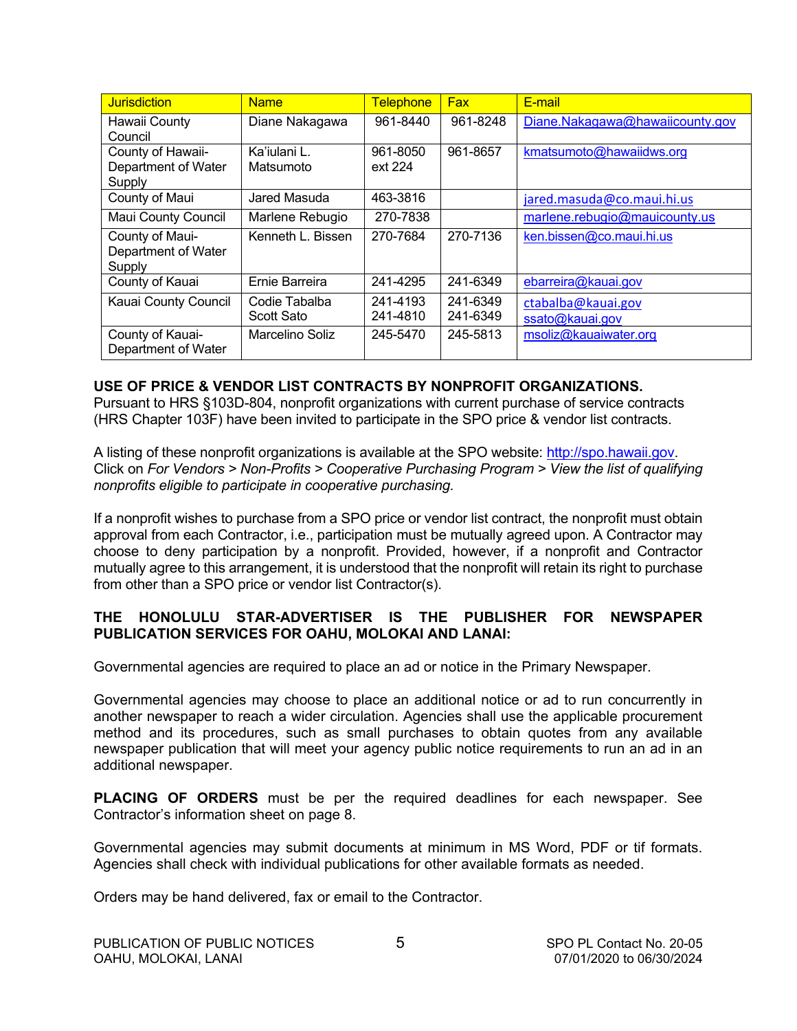| Jurisdiction | Name | Telephone | Fax | E-mail |
|---|---|---|---|---|
| Hawaii County Council | Diane Nakagawa | 961-8440 | 961-8248 | Diane.Nakagawa@hawaiicounty.gov |
| County of Hawaii-Department of Water Supply | Ka'iulani L. Matsumoto | 961-8050 ext 224 | 961-8657 | kmatsumoto@hawaiidws.org |
| County of Maui | Jared Masuda | 463-3816 | | jared.masuda@co.maui.hi.us |
| Maui County Council | Marlene Rebugio | 270-7838 | | marlene.rebugio@mauicounty.us |
| County of Maui-Department of Water Supply | Kenneth L. Bissen | 270-7684 | 270-7136 | ken.bissen@co.maui.hi.us |
| County of Kauai | Ernie Barreira | 241-4295 | 241-6349 | ebarreira@kauai.gov |
| Kauai County Council | Codie Tabalba<br>Scott Sato | 241-4193<br>241-4810 | 241-6349<br>241-6349 | ctabalba@kauai.gov<br>ssato@kauai.gov |
| County of Kauai-Department of Water | Marcelino Soliz | 245-5470 | 245-5813 | msoliz@kauaiwater.org |

**USE OF PRICE & VENDOR LIST CONTRACTS BY NONPROFIT ORGANIZATIONS.**
Pursuant to HRS §103D-804, nonprofit organizations with current purchase of service contracts (HRS Chapter 103F) have been invited to participate in the SPO price & vendor list contracts.

A listing of these nonprofit organizations is available at the SPO website: http://spo.hawaii.gov. Click on *For Vendors > Non-Profits > Cooperative Purchasing Program > View the list of qualifying nonprofits eligible to participate in cooperative purchasing.*

If a nonprofit wishes to purchase from a SPO price or vendor list contract, the nonprofit must obtain approval from each Contractor, i.e., participation must be mutually agreed upon. A Contractor may choose to deny participation by a nonprofit. Provided, however, if a nonprofit and Contractor mutually agree to this arrangement, it is understood that the nonprofit will retain its right to purchase from other than a SPO price or vendor list Contractor(s).

**THE HONOLULU STAR-ADVERTISER IS THE PUBLISHER FOR NEWSPAPER PUBLICATION SERVICES FOR OAHU, MOLOKAI AND LANAI:**

Governmental agencies are required to place an ad or notice in the Primary Newspaper.

Governmental agencies may choose to place an additional notice or ad to run concurrently in another newspaper to reach a wider circulation. Agencies shall use the applicable procurement method and its procedures, such as small purchases to obtain quotes from any available newspaper publication that will meet your agency public notice requirements to run an ad in an additional newspaper.

**PLACING OF ORDERS** must be per the required deadlines for each newspaper. See Contractor's information sheet on page 8.

Governmental agencies may submit documents at minimum in MS Word, PDF or tif formats. Agencies shall check with individual publications for other available formats as needed.

Orders may be hand delivered, fax or email to the Contractor.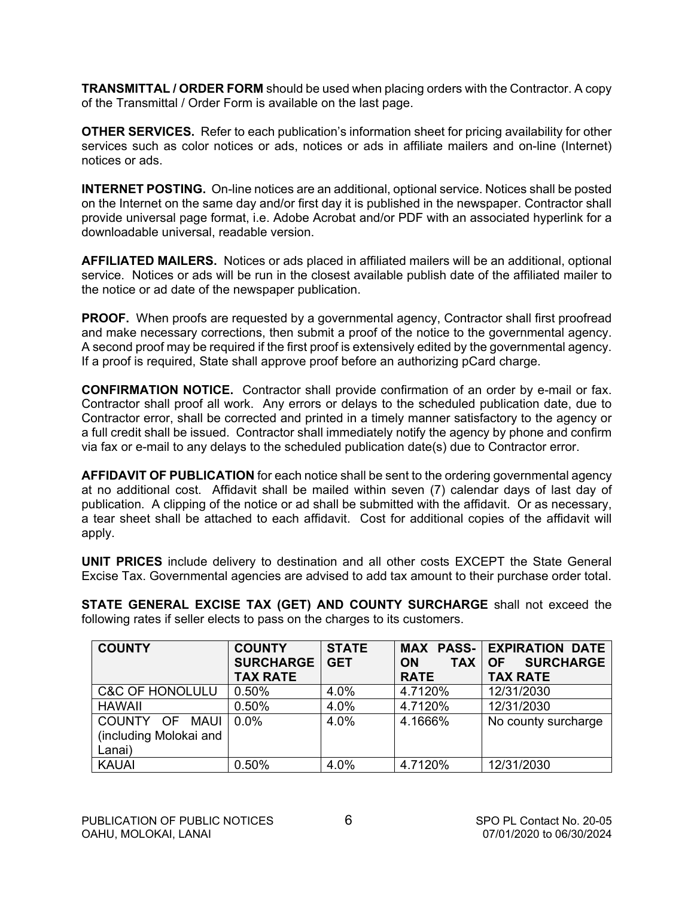**TRANSMITTAL / ORDER FORM** should be used when placing orders with the Contractor. A copy of the Transmittal / Order Form is available on the last page.

**OTHER SERVICES.** Refer to each publication's information sheet for pricing availability for other services such as color notices or ads, notices or ads in affiliate mailers and on-line (Internet) notices or ads.

**INTERNET POSTING.** On-line notices are an additional, optional service. Notices shall be posted on the Internet on the same day and/or first day it is published in the newspaper. Contractor shall provide universal page format, i.e. Adobe Acrobat and/or PDF with an associated hyperlink for a downloadable universal, readable version.

**AFFILIATED MAILERS.** Notices or ads placed in affiliated mailers will be an additional, optional service. Notices or ads will be run in the closest available publish date of the affiliated mailer to the notice or ad date of the newspaper publication.

**PROOF.** When proofs are requested by a governmental agency, Contractor shall first proofread and make necessary corrections, then submit a proof of the notice to the governmental agency. A second proof may be required if the first proof is extensively edited by the governmental agency. If a proof is required, State shall approve proof before an authorizing pCard charge.

**CONFIRMATION NOTICE.** Contractor shall provide confirmation of an order by e-mail or fax. Contractor shall proof all work. Any errors or delays to the scheduled publication date, due to Contractor error, shall be corrected and printed in a timely manner satisfactory to the agency or a full credit shall be issued. Contractor shall immediately notify the agency by phone and confirm via fax or e-mail to any delays to the scheduled publication date(s) due to Contractor error.

**AFFIDAVIT OF PUBLICATION** for each notice shall be sent to the ordering governmental agency at no additional cost. Affidavit shall be mailed within seven (7) calendar days of last day of publication. A clipping of the notice or ad shall be submitted with the affidavit. Or as necessary, a tear sheet shall be attached to each affidavit. Cost for additional copies of the affidavit will apply.

**UNIT PRICES** include delivery to destination and all other costs EXCEPT the State General Excise Tax. Governmental agencies are advised to add tax amount to their purchase order total.

**STATE GENERAL EXCISE TAX (GET) AND COUNTY SURCHARGE** shall not exceed the following rates if seller elects to pass on the charges to its customers.

| COUNTY | COUNTY SURCHARGE TAX RATE | STATE GET | MAX PASS-ON TAX RATE | EXPIRATION DATE OF SURCHARGE TAX RATE |
|---|---|---|---|---|
| C&C OF HONOLULU | 0.50% | 4.0% | 4.7120% | 12/31/2030 |
| HAWAII | 0.50% | 4.0% | 4.7120% | 12/31/2030 |
| COUNTY OF MAUI (including Molokai and Lanai) | 0.0% | 4.0% | 4.1666% | No county surcharge |
| KAUAI | 0.50% | 4.0% | 4.7120% | 12/31/2030 |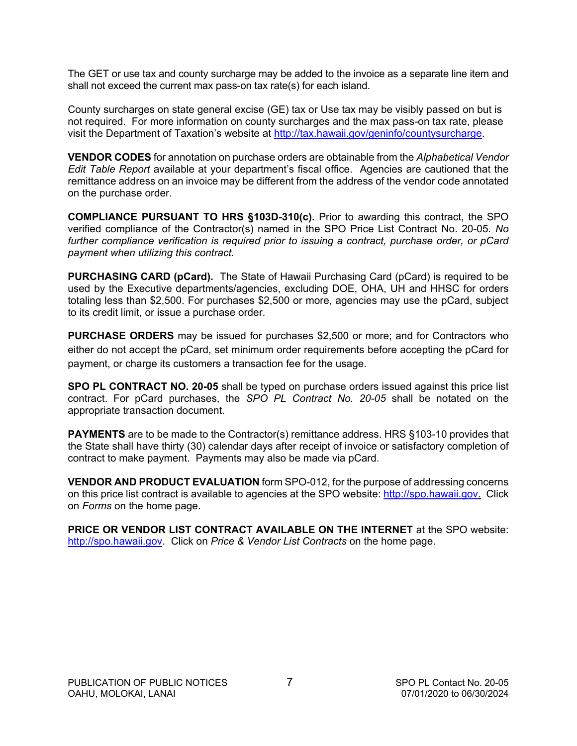The GET or use tax and county surcharge may be added to the invoice as a separate line item and shall not exceed the current max pass-on tax rate(s) for each island.

County surcharges on state general excise (GE) tax or Use tax may be visibly passed on but is not required. For more information on county surcharges and the max pass-on tax rate, please visit the Department of Taxation's website at http://tax.hawaii.gov/geninfo/countysurcharge.

**VENDOR CODES** for annotation on purchase orders are obtainable from the *Alphabetical Vendor Edit Table Report* available at your department's fiscal office. Agencies are cautioned that the remittance address on an invoice may be different from the address of the vendor code annotated on the purchase order.

**COMPLIANCE PURSUANT TO HRS §103D-310(c).** Prior to awarding this contract, the SPO verified compliance of the Contractor(s) named in the SPO Price List Contract No. 20-05. *No further compliance verification is required prior to issuing a contract, purchase order, or pCard payment when utilizing this contract.*

**PURCHASING CARD (pCard).** The State of Hawaii Purchasing Card (pCard) is required to be used by the Executive departments/agencies, excluding DOE, OHA, UH and HHSC for orders totaling less than $2,500. For purchases $2,500 or more, agencies may use the pCard, subject to its credit limit, or issue a purchase order.

**PURCHASE ORDERS** may be issued for purchases $2,500 or more; and for Contractors who either do not accept the pCard, set minimum order requirements before accepting the pCard for payment, or charge its customers a transaction fee for the usage.

**SPO PL CONTRACT NO. 20-05** shall be typed on purchase orders issued against this price list contract. For pCard purchases, the *SPO PL Contract No. 20-05* shall be notated on the appropriate transaction document.

**PAYMENTS** are to be made to the Contractor(s) remittance address. HRS §103-10 provides that the State shall have thirty (30) calendar days after receipt of invoice or satisfactory completion of contract to make payment. Payments may also be made via pCard.

**VENDOR AND PRODUCT EVALUATION** form SPO-012, for the purpose of addressing concerns on this price list contract is available to agencies at the SPO website: http://spo.hawaii.gov. Click on *Forms* on the home page.

**PRICE OR VENDOR LIST CONTRACT AVAILABLE ON THE INTERNET** at the SPO website: http://spo.hawaii.gov. Click on *Price & Vendor List Contracts* on the home page.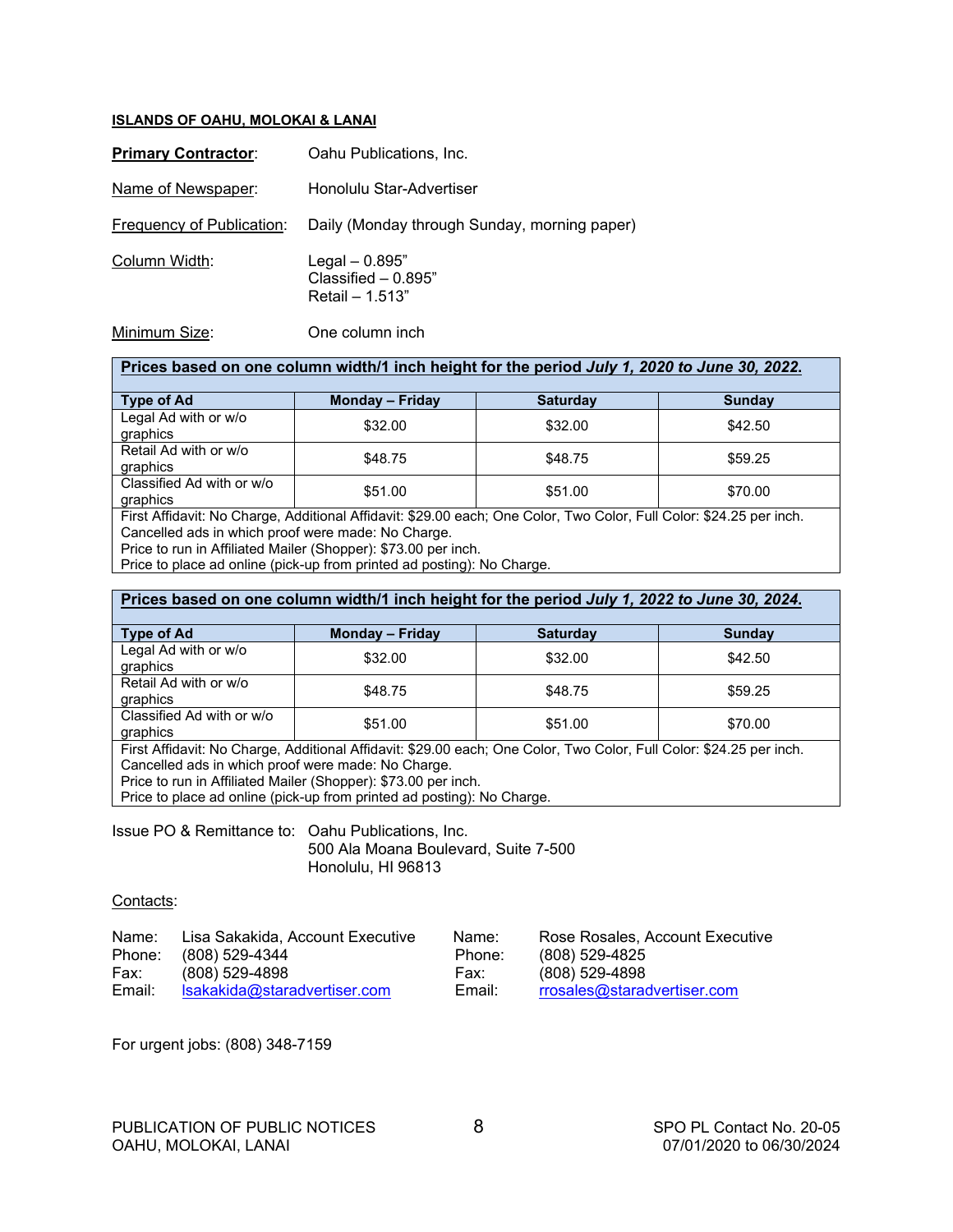**ISLANDS OF OAHU, MOLOKAI & LANAI**

**Primary Contractor**: Oahu Publications, Inc.

Name of Newspaper: Honolulu Star-Advertiser

Frequency of Publication: Daily (Monday through Sunday, morning paper)

Column Width: Legal – 0.895”
Classified – 0.895”
Retail – 1.513”

Minimum Size: One column inch

| **Prices based on one column width/1 inch height for the period *July 1, 2020 to June 30, 2022*.** | | | |
|---|---|---|---|
| **Type of Ad** | **Monday – Friday** | **Saturday** | **Sunday** |
| Legal Ad with or w/o graphics | $32.00 | $32.00 | $42.50 |
| Retail Ad with or w/o graphics | $48.75 | $48.75 | $59.25 |
| Classified Ad with or w/o graphics | $51.00 | $51.00 | $70.00 |
| First Affidavit: No Charge, Additional Affidavit: $29.00 each; One Color, Two Color, Full Color: $24.25 per inch. Cancelled ads in which proof were made: No Charge. Price to run in Affiliated Mailer (Shopper): $73.00 per inch. Price to place ad online (pick-up from printed ad posting): No Charge. | | | |

| **Prices based on one column width/1 inch height for the period *July 1, 2022 to June 30, 2024*.** | | | |
|---|---|---|---|
| **Type of Ad** | **Monday – Friday** | **Saturday** | **Sunday** |
| Legal Ad with or w/o graphics | $32.00 | $32.00 | $42.50 |
| Retail Ad with or w/o graphics | $48.75 | $48.75 | $59.25 |
| Classified Ad with or w/o graphics | $51.00 | $51.00 | $70.00 |
| First Affidavit: No Charge, Additional Affidavit: $29.00 each; One Color, Two Color, Full Color: $24.25 per inch. Cancelled ads in which proof were made: No Charge. Price to run in Affiliated Mailer (Shopper): $73.00 per inch. Price to place ad online (pick-up from printed ad posting): No Charge. | | | |

Issue PO & Remittance to: Oahu Publications, Inc.
500 Ala Moana Boulevard, Suite 7-500
Honolulu, HI 96813

Contacts:

Name: Lisa Sakakida, Account Executive
Phone: (808) 529-4344
Fax: (808) 529-4898
Email: lsakakida@staradvertiser.com

Name: Rose Rosales, Account Executive
Phone: (808) 529-4825
Fax: (808) 529-4898
Email: rrosales@staradvertiser.com

For urgent jobs: (808) 348-7159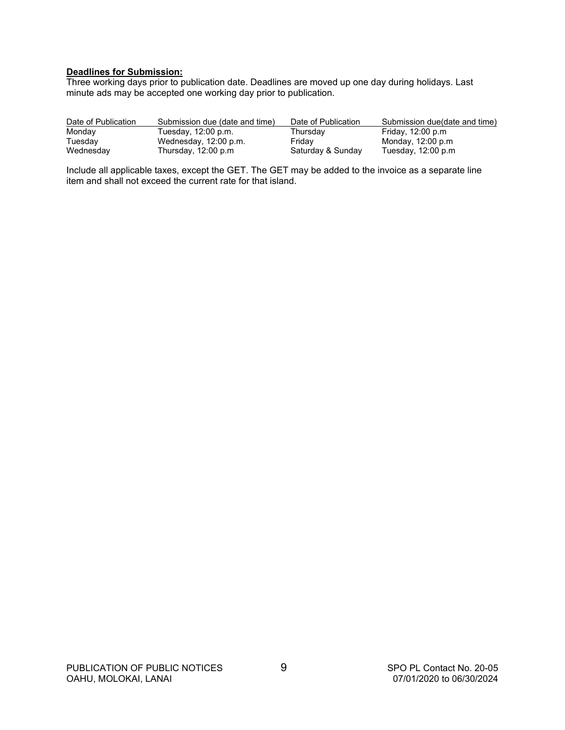**Deadlines for Submission:**
Three working days prior to publication date. Deadlines are moved up one day during holidays. Last minute ads may be accepted one working day prior to publication.

| Date of Publication | Submission due (date and time) | Date of Publication | Submission due(date and time) |
|---|---|---|---|
| Monday | Tuesday, 12:00 p.m. | Thursday | Friday, 12:00 p.m |
| Tuesday | Wednesday, 12:00 p.m. | Friday | Monday, 12:00 p.m |
| Wednesday | Thursday, 12:00 p.m | Saturday & Sunday | Tuesday, 12:00 p.m |

Include all applicable taxes, except the GET. The GET may be added to the invoice as a separate line item and shall not exceed the current rate for that island.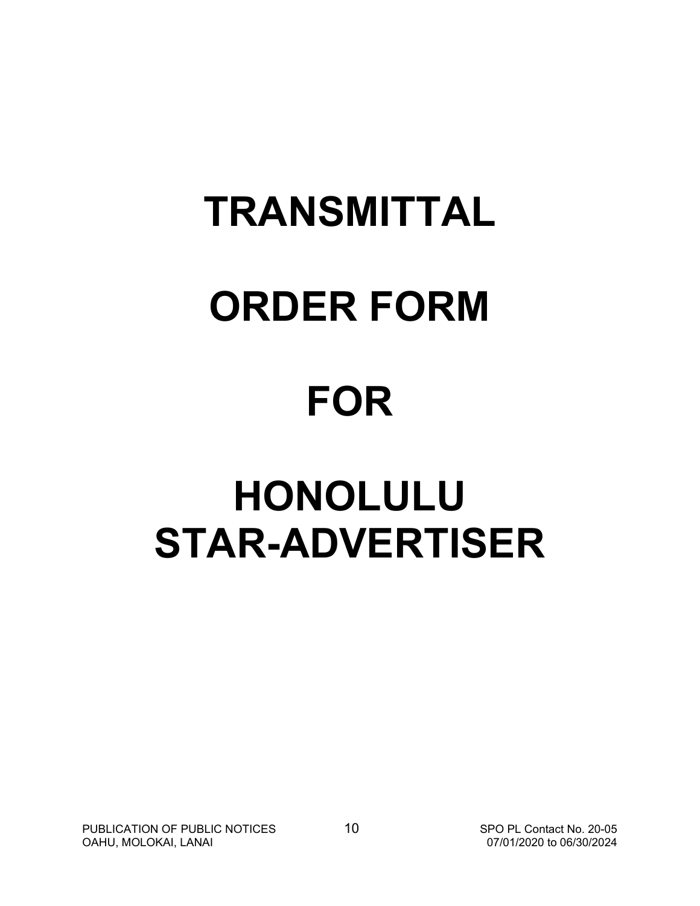# TRANSMITTAL

# ORDER FORM

# FOR

# HONOLULU STAR-ADVERTISER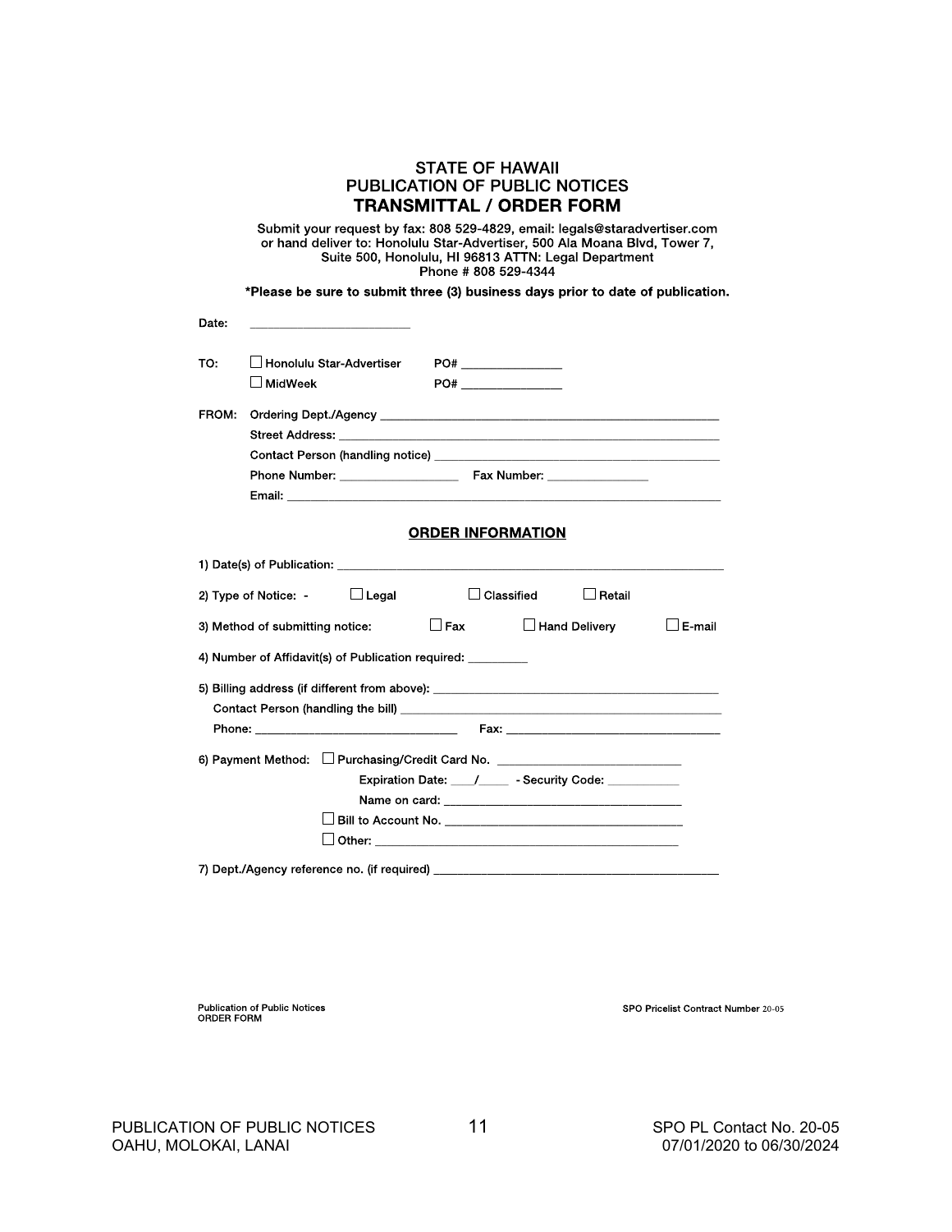# STATE OF HAWAII
## PUBLICATION OF PUBLIC NOTICES
## TRANSMITTAL / ORDER FORM

Submit your request by fax: 808 529-4829, email: legals@staradvertiser.com
or hand deliver to: Honolulu Star-Advertiser, 500 Ala Moana Blvd, Tower 7,
Suite 500, Honolulu, HI 96813 ATTN: Legal Department
Phone # 808 529-4344

**\*Please be sure to submit three (3) business days prior to date of publication.**

Date: ____________________

TO: ☐ Honolulu Star-Advertiser PO# ______________
☐ MidWeek PO# ______________

FROM: Ordering Dept./Agency ______________________________________________
Street Address: ______________________________________________
Contact Person (handling notice) ______________________________________
Phone Number: ________________ Fax Number: ______________
Email: ______________________________________________

## ORDER INFORMATION

1) Date(s) of Publication: ______________________________________________

2) Type of Notice: - ☐ Legal ☐ Classified ☐ Retail

3) Method of submitting notice: ☐ Fax ☐ Hand Delivery ☐ E-mail

4) Number of Affidavit(s) of Publication required: ________

5) Billing address (if different from above): ______________________________
Contact Person (handling the bill) ______________________________________
Phone: ________________________ Fax: ________________________

6) Payment Method: ☐ Purchasing/Credit Card No. ________________________
Expiration Date: ___/____ - Security Code: __________
Name on card: ______________________________
☐ Bill to Account No. ______________________________
☐ Other: ______________________________

7) Dept./Agency reference no. (if required) ______________________________

Publication of Public Notices
ORDER FORM

SPO Pricelist Contract Number 20-05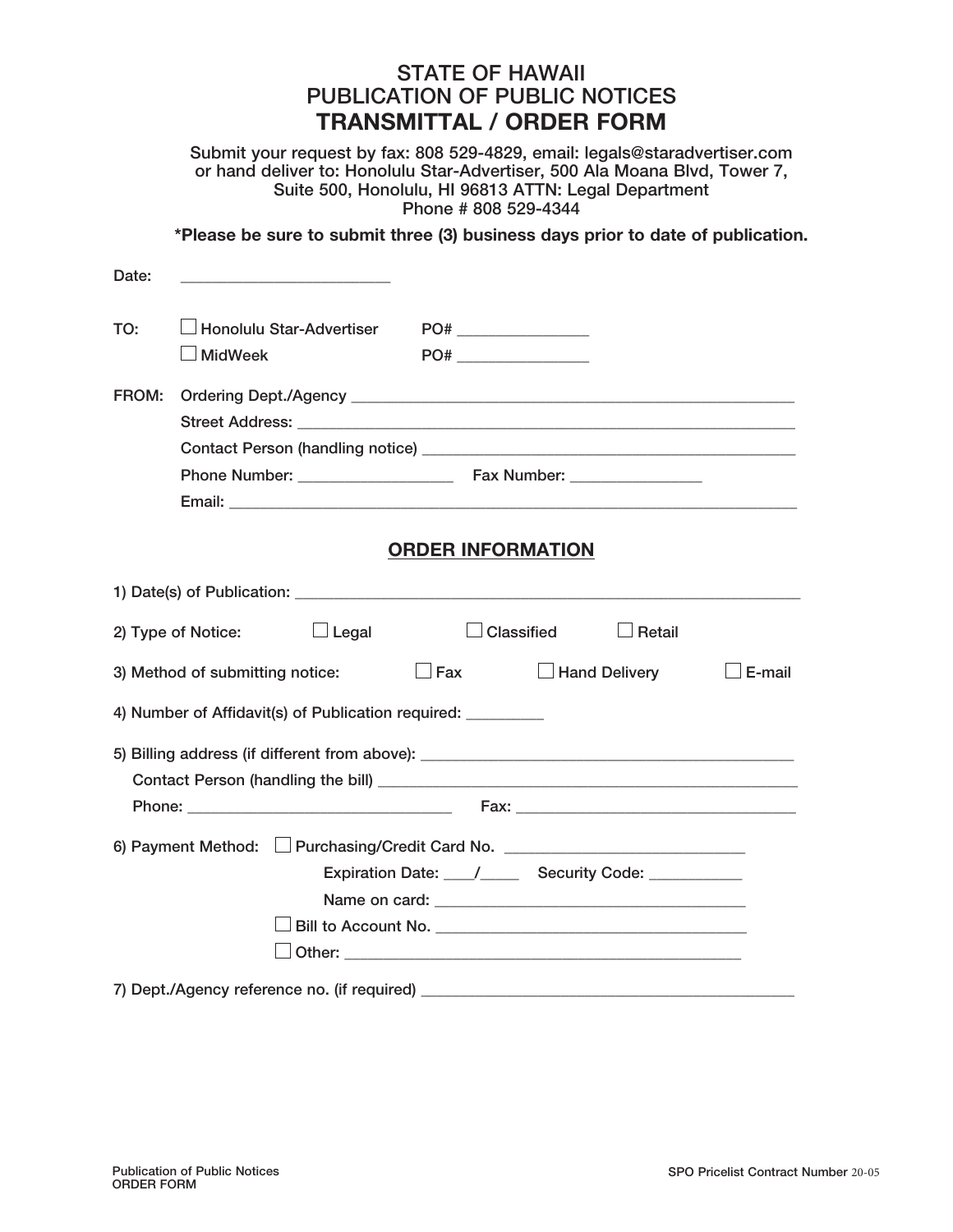# STATE OF HAWAII
## PUBLICATION OF PUBLIC NOTICES
## TRANSMITTAL / ORDER FORM

**Submit your request by fax: 808 529-4829, email: legals@staradvertiser.com or hand deliver to: Honolulu Star-Advertiser, 500 Ala Moana Blvd, Tower 7, Suite 500, Honolulu, HI 96813 ATTN: Legal Department Phone # 808 529-4344**

***Please be sure to submit three (3) business days prior to date of publication.**

Date: ______________________

TO: ☐ Honolulu Star-Advertiser PO# ______________
☐ MidWeek PO# ______________

FROM: Ordering Dept./Agency ______________________________________________
Street Address: ______________________________________________
Contact Person (handling notice) ______________________________________________
Phone Number: ________________ Fax Number: ______________
Email: ______________________________________________

### ORDER INFORMATION

1) Date(s) of Publication: ______________________________________________

2) Type of Notice: ☐ Legal ☐ Classified ☐ Retail

3) Method of submitting notice: ☐ Fax ☐ Hand Delivery ☐ E-mail

4) Number of Affidavit(s) of Publication required: ________

5) Billing address (if different from above): ______________________________________________
Contact Person (handling the bill) ______________________________________________
Phone: ____________________________ Fax: ____________________________

6) Payment Method: ☐ Purchasing/Credit Card No. __________________________
Expiration Date: ___/____ Security Code: __________
Name on card: __________________________________
☐ Bill to Account No. __________________________________
☐ Other: ______________________________________________

7) Dept./Agency reference no. (if required) ______________________________________________

Publication of Public Notices
ORDER FORM

SPO Pricelist Contract Number 20-05